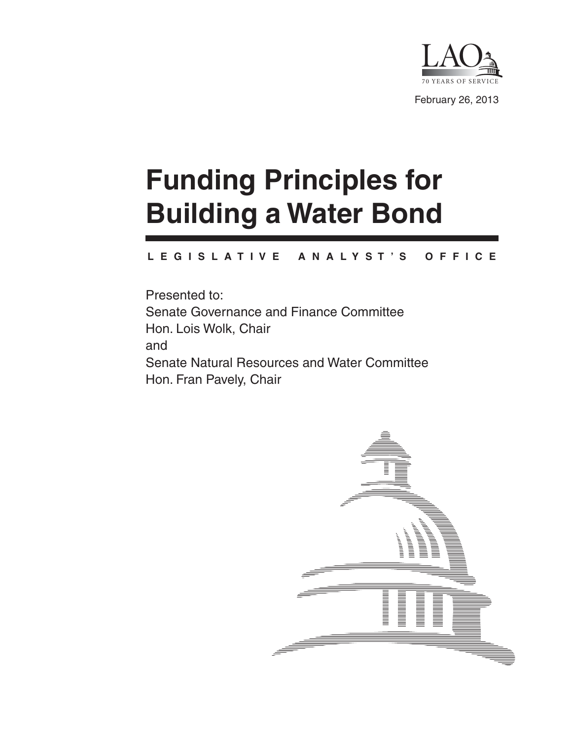LAO

70 YEARS OF SERVICE

February 26, 2013

# Funding Principles for Building a Water Bond

LEGISLATIVE ANALYST'S OFFICE

Presented to:

Senate Governance and Finance Committee
Hon. Lois Wolk, Chair
and
Senate Natural Resources and Water Committee
Hon. Fran Pavely, Chair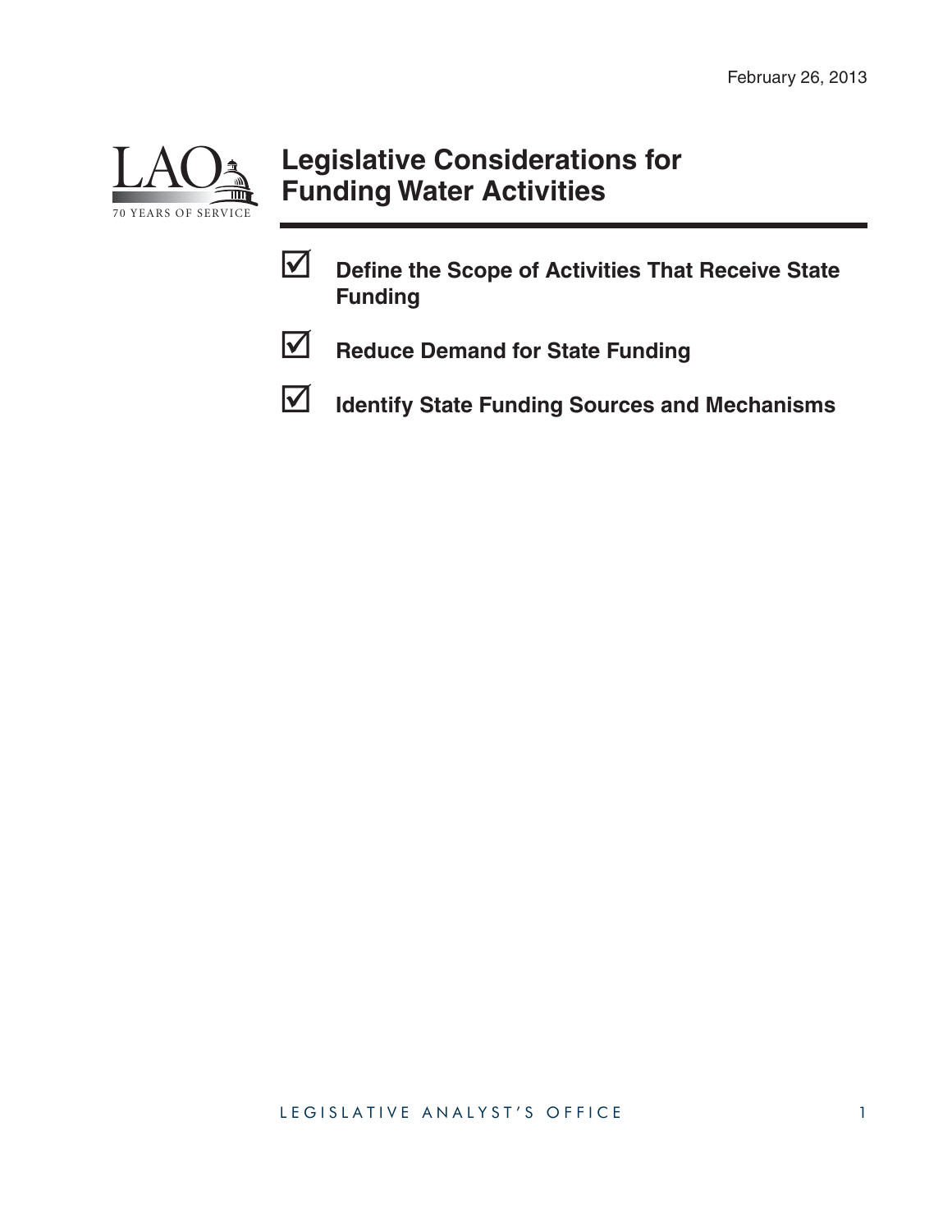February 26, 2013

# Legislative Considerations for Funding Water Activities

- ☑ **Define the Scope of Activities That Receive State Funding**
- ☑ **Reduce Demand for State Funding**
- ☑ **Identify State Funding Sources and Mechanisms**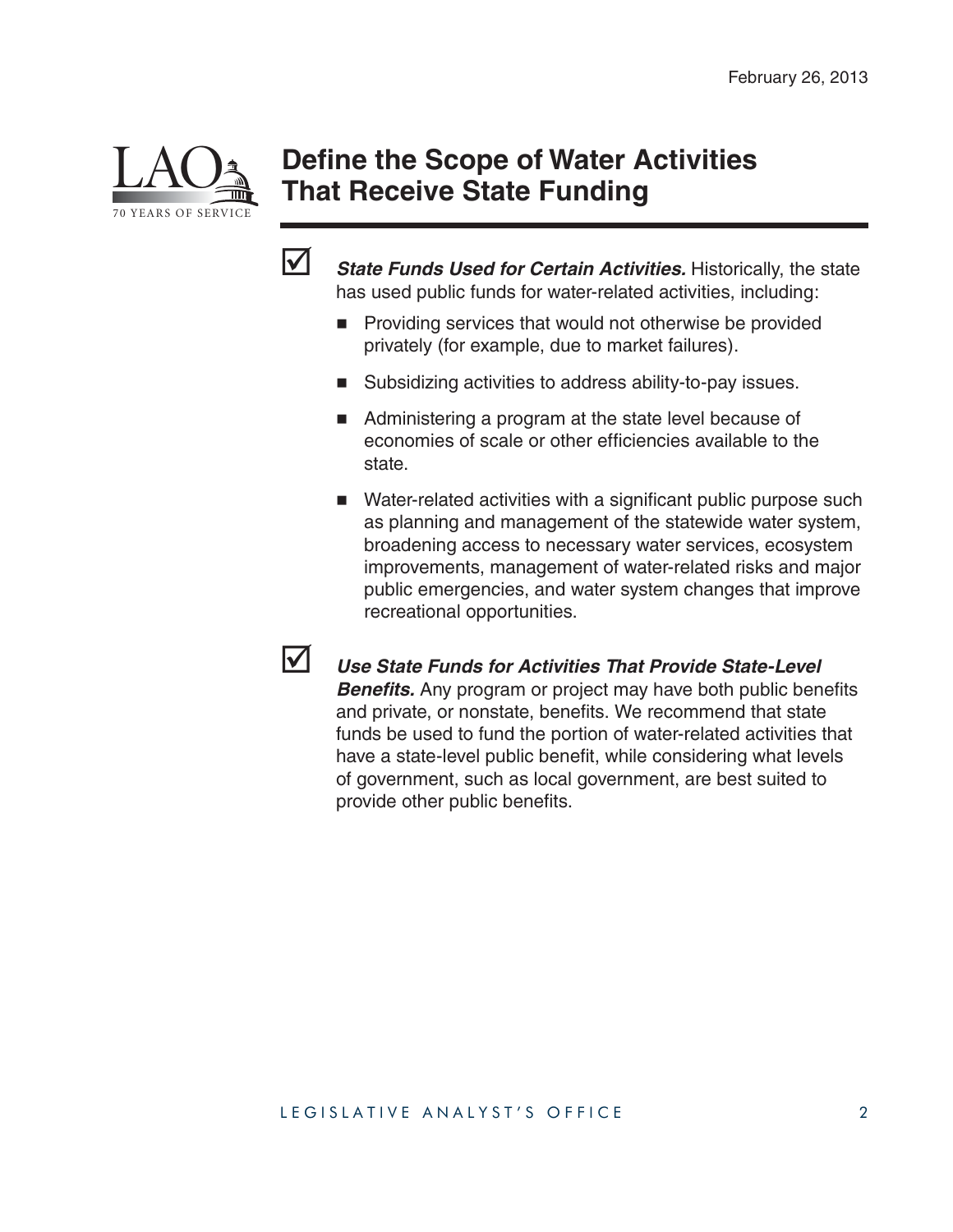February 26, 2013

# Define the Scope of Water Activities That Receive State Funding

☑ ***State Funds Used for Certain Activities.*** Historically, the state has used public funds for water-related activities, including:

- Providing services that would not otherwise be provided privately (for example, due to market failures).
- Subsidizing activities to address ability-to-pay issues.
- Administering a program at the state level because of economies of scale or other efficiencies available to the state.
- Water-related activities with a significant public purpose such as planning and management of the statewide water system, broadening access to necessary water services, ecosystem improvements, management of water-related risks and major public emergencies, and water system changes that improve recreational opportunities.

☑ ***Use State Funds for Activities That Provide State-Level Benefits.*** Any program or project may have both public benefits and private, or nonstate, benefits. We recommend that state funds be used to fund the portion of water-related activities that have a state-level public benefit, while considering what levels of government, such as local government, are best suited to provide other public benefits.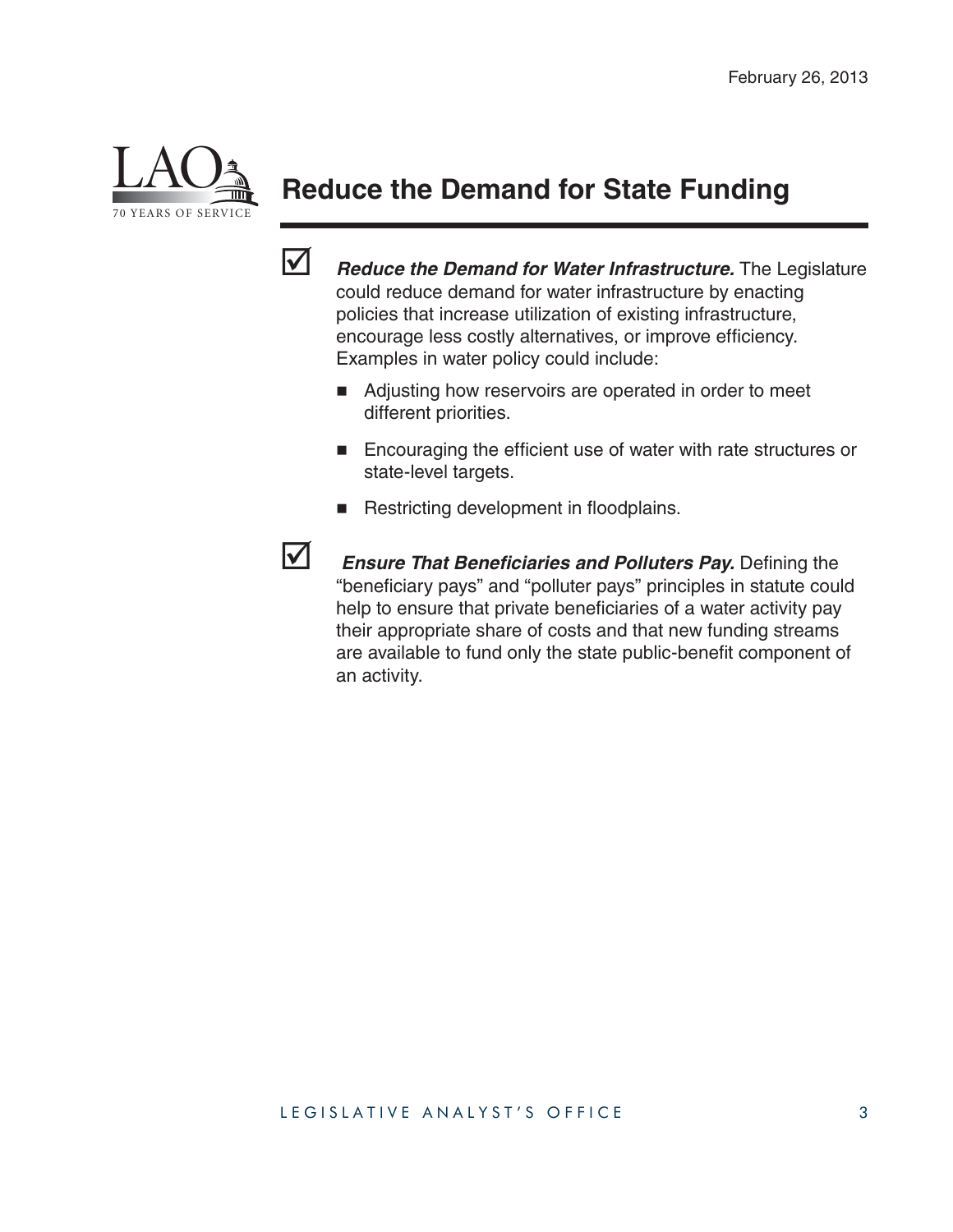# Reduce the Demand for State Funding

- ☑ ***Reduce the Demand for Water Infrastructure.*** The Legislature could reduce demand for water infrastructure by enacting policies that increase utilization of existing infrastructure, encourage less costly alternatives, or improve efficiency. Examples in water policy could include:
  - Adjusting how reservoirs are operated in order to meet different priorities.
  - Encouraging the efficient use of water with rate structures or state-level targets.
  - Restricting development in floodplains.

- ☑ ***Ensure That Beneficiaries and Polluters Pay.*** Defining the "beneficiary pays" and "polluter pays" principles in statute could help to ensure that private beneficiaries of a water activity pay their appropriate share of costs and that new funding streams are available to fund only the state public-benefit component of an activity.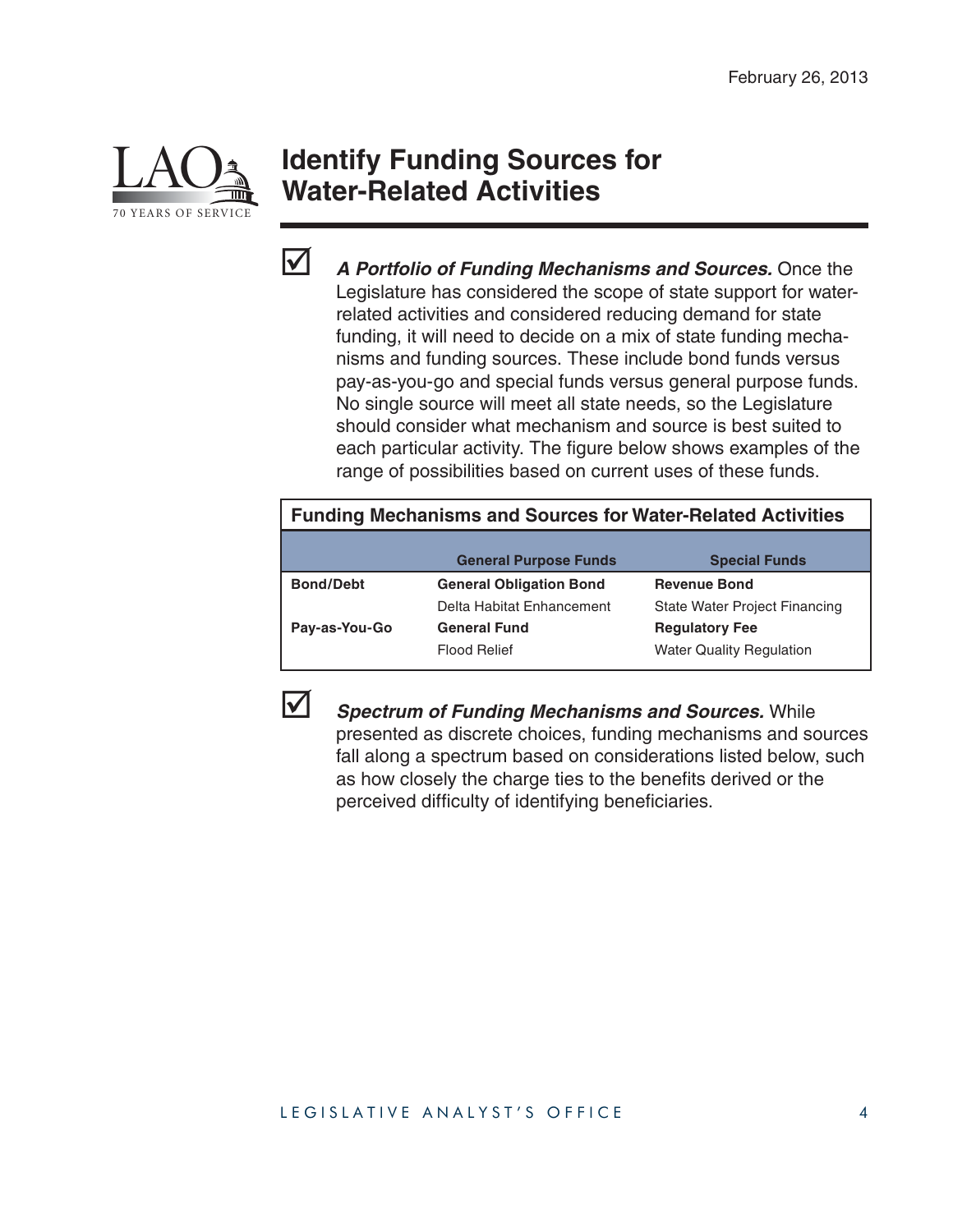# Identify Funding Sources for Water-Related Activities

☑ ***A Portfolio of Funding Mechanisms and Sources.*** Once the Legislature has considered the scope of state support for water-related activities and considered reducing demand for state funding, it will need to decide on a mix of state funding mechanisms and funding sources. These include bond funds versus pay-as-you-go and special funds versus general purpose funds. No single source will meet all state needs, so the Legislature should consider what mechanism and source is best suited to each particular activity. The figure below shows examples of the range of possibilities based on current uses of these funds.

**Funding Mechanisms and Sources for Water-Related Activities**

| | General Purpose Funds | Special Funds |
|---|---|---|
| **Bond/Debt** | **General Obligation Bond** | **Revenue Bond** |
| | Delta Habitat Enhancement | State Water Project Financing |
| **Pay-as-You-Go** | **General Fund** | **Regulatory Fee** |
| | Flood Relief | Water Quality Regulation |

☑ ***Spectrum of Funding Mechanisms and Sources.*** While presented as discrete choices, funding mechanisms and sources fall along a spectrum based on considerations listed below, such as how closely the charge ties to the benefits derived or the perceived difficulty of identifying beneficiaries.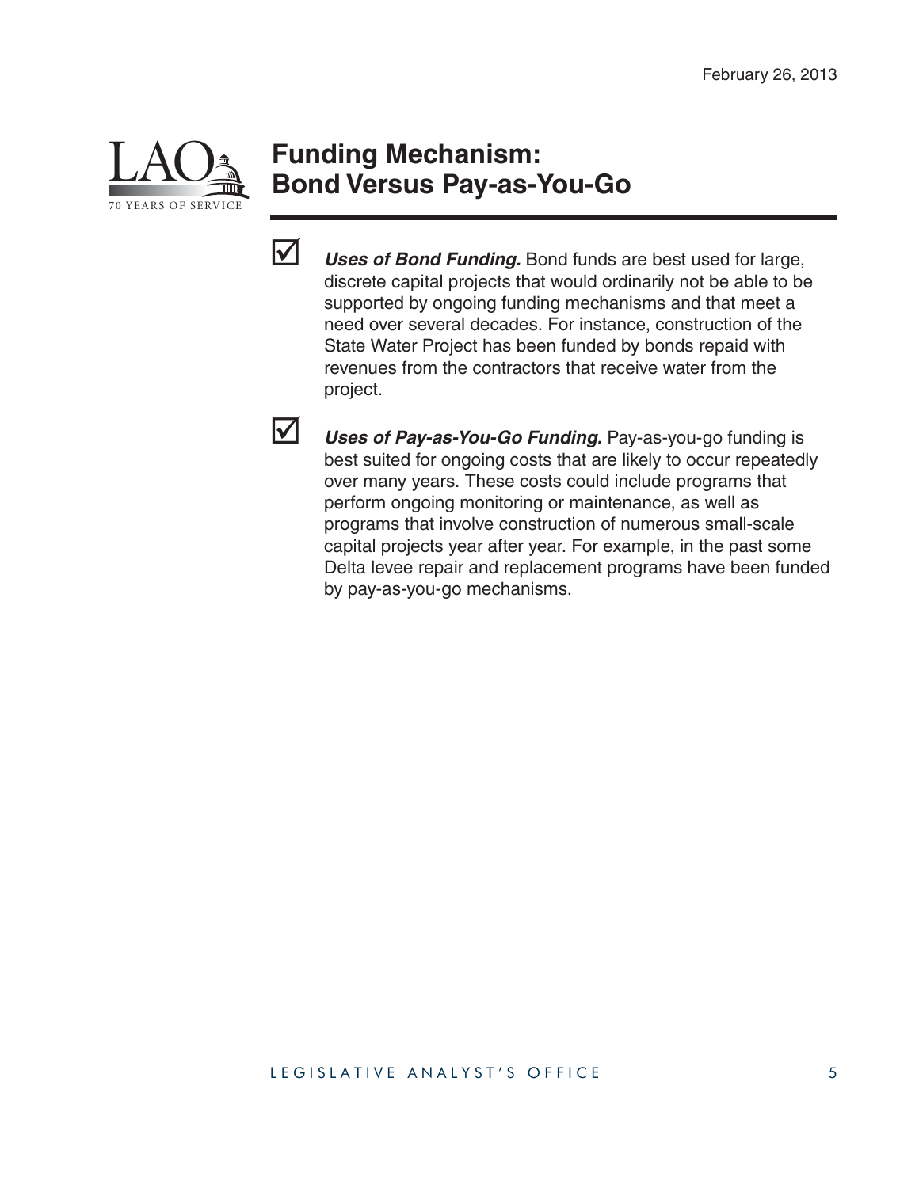# Funding Mechanism: Bond Versus Pay-as-You-Go

- ☑ ***Uses of Bond Funding.*** Bond funds are best used for large, discrete capital projects that would ordinarily not be able to be supported by ongoing funding mechanisms and that meet a need over several decades. For instance, construction of the State Water Project has been funded by bonds repaid with revenues from the contractors that receive water from the project.

- ☑ ***Uses of Pay-as-You-Go Funding.*** Pay-as-you-go funding is best suited for ongoing costs that are likely to occur repeatedly over many years. These costs could include programs that perform ongoing monitoring or maintenance, as well as programs that involve construction of numerous small-scale capital projects year after year. For example, in the past some Delta levee repair and replacement programs have been funded by pay-as-you-go mechanisms.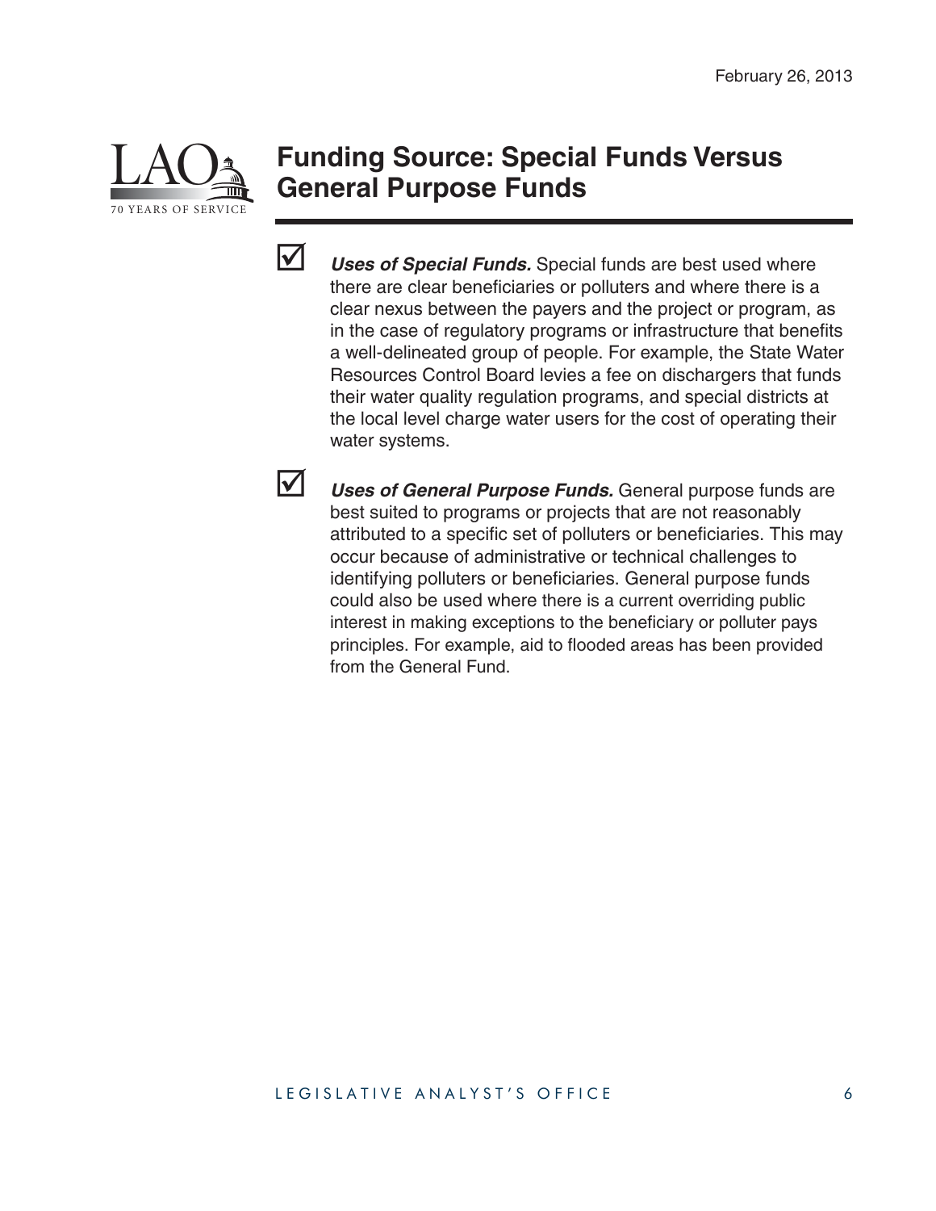# Funding Source: Special Funds Versus General Purpose Funds

- ☑ ***Uses of Special Funds.*** Special funds are best used where there are clear beneficiaries or polluters and where there is a clear nexus between the payers and the project or program, as in the case of regulatory programs or infrastructure that benefits a well-delineated group of people. For example, the State Water Resources Control Board levies a fee on dischargers that funds their water quality regulation programs, and special districts at the local level charge water users for the cost of operating their water systems.

- ☑ ***Uses of General Purpose Funds.*** General purpose funds are best suited to programs or projects that are not reasonably attributed to a specific set of polluters or beneficiaries. This may occur because of administrative or technical challenges to identifying polluters or beneficiaries. General purpose funds could also be used where there is a current overriding public interest in making exceptions to the beneficiary or polluter pays principles. For example, aid to flooded areas has been provided from the General Fund.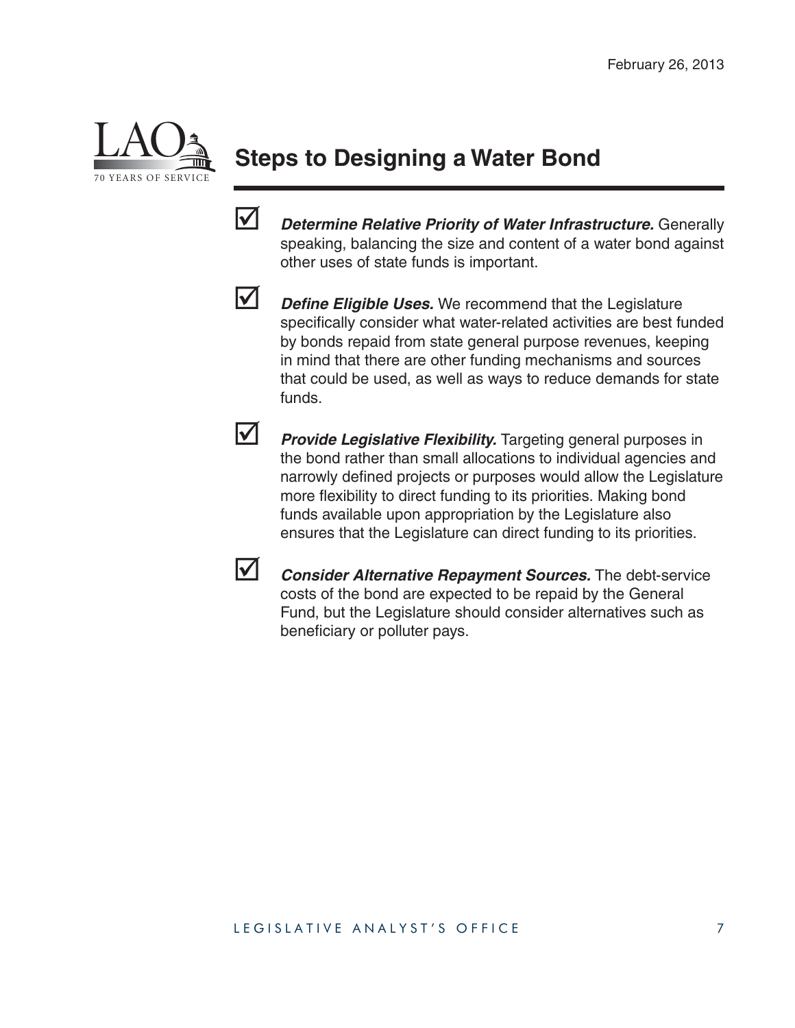## Steps to Designing a Water Bond

- ☑ ***Determine Relative Priority of Water Infrastructure.*** Generally speaking, balancing the size and content of a water bond against other uses of state funds is important.

- ☑ ***Define Eligible Uses.*** We recommend that the Legislature specifically consider what water-related activities are best funded by bonds repaid from state general purpose revenues, keeping in mind that there are other funding mechanisms and sources that could be used, as well as ways to reduce demands for state funds.

- ☑ ***Provide Legislative Flexibility.*** Targeting general purposes in the bond rather than small allocations to individual agencies and narrowly defined projects or purposes would allow the Legislature more flexibility to direct funding to its priorities. Making bond funds available upon appropriation by the Legislature also ensures that the Legislature can direct funding to its priorities.

- ☑ ***Consider Alternative Repayment Sources.*** The debt-service costs of the bond are expected to be repaid by the General Fund, but the Legislature should consider alternatives such as beneficiary or polluter pays.